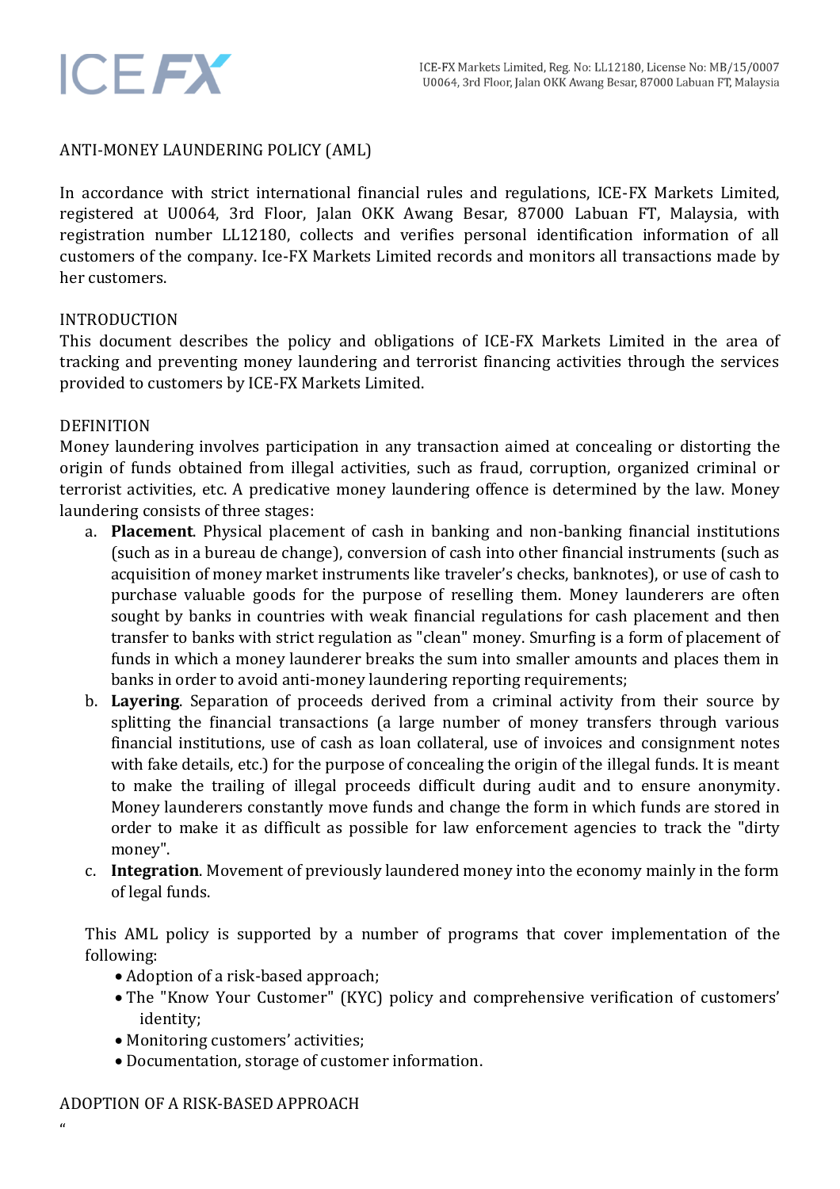# ANTI-MONEY LAUNDERING POLICY (AML)

In accordance with strict international financial rules and regulations, ICE-FX Markets Limited, registered at U0064, 3rd Floor, Jalan OKK Awang Besar, 87000 Labuan FT, Malaysia, with registration number LL12180, collects and verifies personal identification information of all customers of the company. Ice-FX Markets Limited records and monitors all transactions made by her customers.

## INTRODUCTION

This document describes the policy and obligations of ICE-FX Markets Limited in the area of tracking and preventing money laundering and terrorist financing activities through the services provided to customers by ICE-FX Markets Limited.

## DEFINITION

Money laundering involves participation in any transaction aimed at concealing or distorting the origin of funds obtained from illegal activities, such as fraud, corruption, organized criminal or terrorist activities, etc. A predicative money laundering offence is determined by the law. Money laundering consists of three stages:

a. **Placement**. Physical placement of cash in banking and non-banking financial institutions (such as in a bureau de change), conversion of cash into other financial instruments (such as acquisition of money market instruments like traveler's checks, banknotes), or use of cash to purchase valuable goods for the purpose of reselling them. Money launderers are often sought by banks in countries with weak financial regulations for cash placement and then transfer to banks with strict regulation as "clean" money. Smurfing is a form of placement of funds in which a money launderer breaks the sum into smaller amounts and places them in banks in order to avoid anti-money laundering reporting requirements;
b. **Layering**. Separation of proceeds derived from a criminal activity from their source by splitting the financial transactions (a large number of money transfers through various financial institutions, use of cash as loan collateral, use of invoices and consignment notes with fake details, etc.) for the purpose of concealing the origin of the illegal funds. It is meant to make the trailing of illegal proceeds difficult during audit and to ensure anonymity. Money launderers constantly move funds and change the form in which funds are stored in order to make it as difficult as possible for law enforcement agencies to track the "dirty money".
c. **Integration**. Movement of previously laundered money into the economy mainly in the form of legal funds.

This AML policy is supported by a number of programs that cover implementation of the following:

- Adoption of a risk-based approach;
- The "Know Your Customer" (KYC) policy and comprehensive verification of customers' identity;
- Monitoring customers' activities;
- Documentation, storage of customer information.

## ADOPTION OF A RISK-BASED APPROACH

"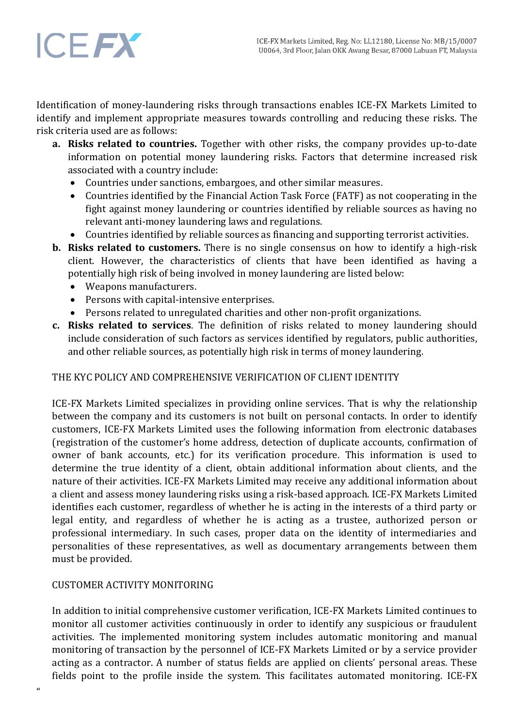Identification of money-laundering risks through transactions enables ICE-FX Markets Limited to identify and implement appropriate measures towards controlling and reducing these risks. The risk criteria used are as follows:

a. **Risks related to countries.** Together with other risks, the company provides up-to-date information on potential money laundering risks. Factors that determine increased risk associated with a country include:
   - Countries under sanctions, embargoes, and other similar measures.
   - Countries identified by the Financial Action Task Force (FATF) as not cooperating in the fight against money laundering or countries identified by reliable sources as having no relevant anti-money laundering laws and regulations.
   - Countries identified by reliable sources as financing and supporting terrorist activities.

b. **Risks related to customers.** There is no single consensus on how to identify a high-risk client. However, the characteristics of clients that have been identified as having a potentially high risk of being involved in money laundering are listed below:
   - Weapons manufacturers.
   - Persons with capital-intensive enterprises.
   - Persons related to unregulated charities and other non-profit organizations.

c. **Risks related to services**. The definition of risks related to money laundering should include consideration of such factors as services identified by regulators, public authorities, and other reliable sources, as potentially high risk in terms of money laundering.

## THE KYC POLICY AND COMPREHENSIVE VERIFICATION OF CLIENT IDENTITY

ICE-FX Markets Limited specializes in providing online services. That is why the relationship between the company and its customers is not built on personal contacts. In order to identify customers, ICE-FX Markets Limited uses the following information from electronic databases (registration of the customer's home address, detection of duplicate accounts, confirmation of owner of bank accounts, etc.) for its verification procedure. This information is used to determine the true identity of a client, obtain additional information about clients, and the nature of their activities. ICE-FX Markets Limited may receive any additional information about a client and assess money laundering risks using a risk-based approach. ICE-FX Markets Limited identifies each customer, regardless of whether he is acting in the interests of a third party or legal entity, and regardless of whether he is acting as a trustee, authorized person or professional intermediary. In such cases, proper data on the identity of intermediaries and personalities of these representatives, as well as documentary arrangements between them must be provided.

## CUSTOMER ACTIVITY MONITORING

In addition to initial comprehensive customer verification, ICE-FX Markets Limited continues to monitor all customer activities continuously in order to identify any suspicious or fraudulent activities. The implemented monitoring system includes automatic monitoring and manual monitoring of transaction by the personnel of ICE-FX Markets Limited or by a service provider acting as a contractor. A number of status fields are applied on clients' personal areas. These fields point to the profile inside the system. This facilitates automated monitoring. ICE-FX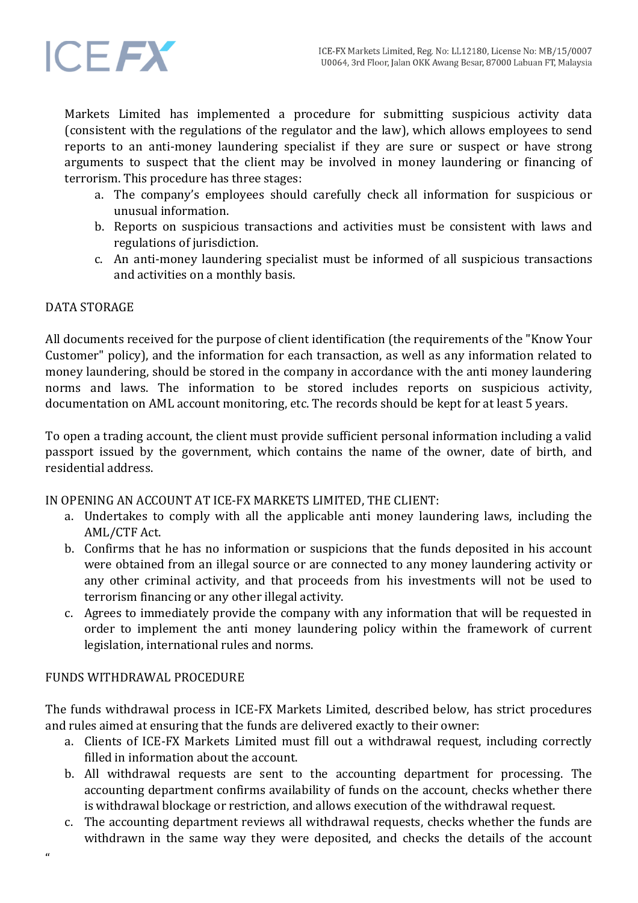Markets Limited has implemented a procedure for submitting suspicious activity data (consistent with the regulations of the regulator and the law), which allows employees to send reports to an anti-money laundering specialist if they are sure or suspect or have strong arguments to suspect that the client may be involved in money laundering or financing of terrorism. This procedure has three stages:

a. The company's employees should carefully check all information for suspicious or unusual information.
b. Reports on suspicious transactions and activities must be consistent with laws and regulations of jurisdiction.
c. An anti-money laundering specialist must be informed of all suspicious transactions and activities on a monthly basis.

DATA STORAGE

All documents received for the purpose of client identification (the requirements of the "Know Your Customer" policy), and the information for each transaction, as well as any information related to money laundering, should be stored in the company in accordance with the anti money laundering norms and laws. The information to be stored includes reports on suspicious activity, documentation on AML account monitoring, etc. The records should be kept for at least 5 years.

To open a trading account, the client must provide sufficient personal information including a valid passport issued by the government, which contains the name of the owner, date of birth, and residential address.

IN OPENING AN ACCOUNT AT ICE-FX MARKETS LIMITED, THE CLIENT:

a. Undertakes to comply with all the applicable anti money laundering laws, including the AML/CTF Act.
b. Confirms that he has no information or suspicions that the funds deposited in his account were obtained from an illegal source or are connected to any money laundering activity or any other criminal activity, and that proceeds from his investments will not be used to terrorism financing or any other illegal activity.
c. Agrees to immediately provide the company with any information that will be requested in order to implement the anti money laundering policy within the framework of current legislation, international rules and norms.

FUNDS WITHDRAWAL PROCEDURE

The funds withdrawal process in ICE-FX Markets Limited, described below, has strict procedures and rules aimed at ensuring that the funds are delivered exactly to their owner:

a. Clients of ICE-FX Markets Limited must fill out a withdrawal request, including correctly filled in information about the account.
b. All withdrawal requests are sent to the accounting department for processing. The accounting department confirms availability of funds on the account, checks whether there is withdrawal blockage or restriction, and allows execution of the withdrawal request.
c. The accounting department reviews all withdrawal requests, checks whether the funds are withdrawn in the same way they were deposited, and checks the details of the account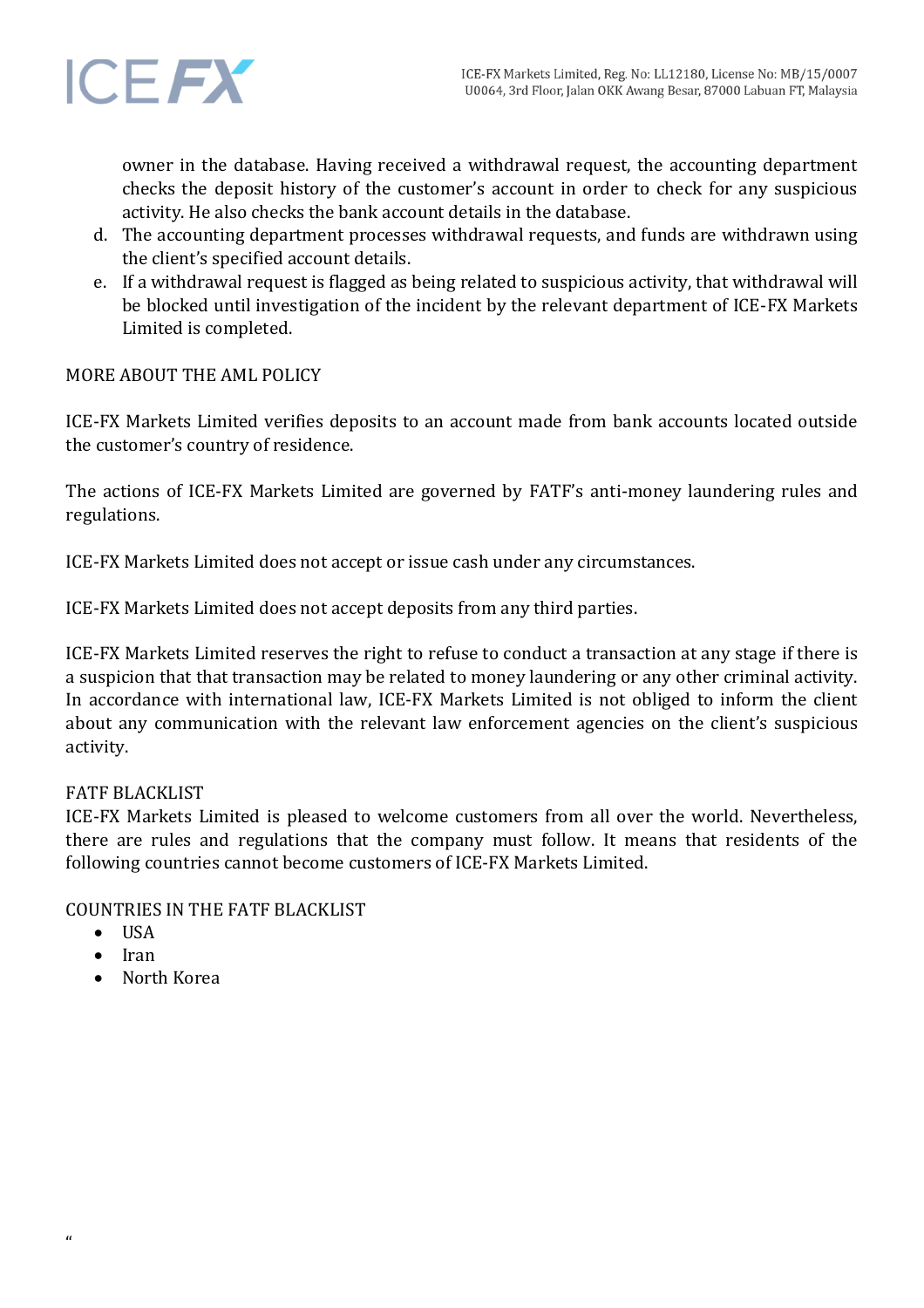owner in the database. Having received a withdrawal request, the accounting department checks the deposit history of the customer's account in order to check for any suspicious activity. He also checks the bank account details in the database.

d. The accounting department processes withdrawal requests, and funds are withdrawn using the client's specified account details.
e. If a withdrawal request is flagged as being related to suspicious activity, that withdrawal will be blocked until investigation of the incident by the relevant department of ICE-FX Markets Limited is completed.

MORE ABOUT THE AML POLICY

ICE-FX Markets Limited verifies deposits to an account made from bank accounts located outside the customer's country of residence.

The actions of ICE-FX Markets Limited are governed by FATF's anti-money laundering rules and regulations.

ICE-FX Markets Limited does not accept or issue cash under any circumstances.

ICE-FX Markets Limited does not accept deposits from any third parties.

ICE-FX Markets Limited reserves the right to refuse to conduct a transaction at any stage if there is a suspicion that that transaction may be related to money laundering or any other criminal activity. In accordance with international law, ICE-FX Markets Limited is not obliged to inform the client about any communication with the relevant law enforcement agencies on the client's suspicious activity.

FATF BLACKLIST

ICE-FX Markets Limited is pleased to welcome customers from all over the world. Nevertheless, there are rules and regulations that the company must follow. It means that residents of the following countries cannot become customers of ICE-FX Markets Limited.

COUNTRIES IN THE FATF BLACKLIST

- USA
- Iran
- North Korea

"